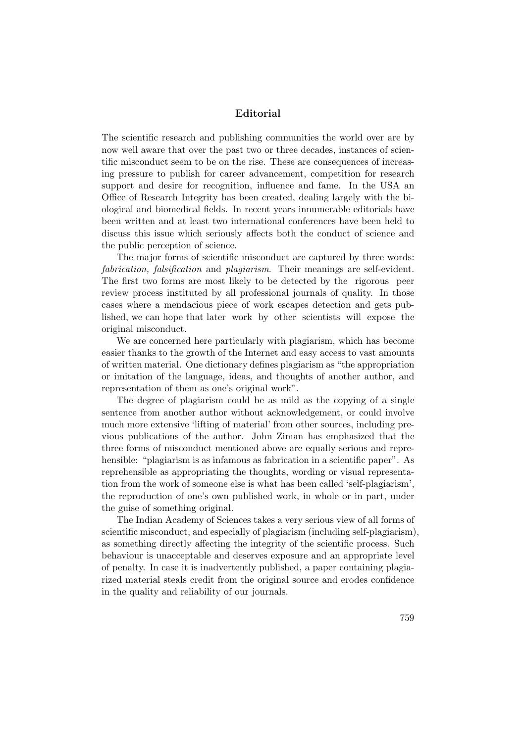# Editorial

The scientific research and publishing communities the world over are by now well aware that over the past two or three decades, instances of scientific misconduct seem to be on the rise. These are consequences of increasing pressure to publish for career advancement, competition for research support and desire for recognition, influence and fame. In the USA an Office of Research Integrity has been created, dealing largely with the biological and biomedical fields. In recent years innumerable editorials have been written and at least two international conferences have been held to discuss this issue which seriously affects both the conduct of science and the public perception of science.

The major forms of scientific misconduct are captured by three words: *fabrication, falsification* and *plagiarism*. Their meanings are self-evident. The first two forms are most likely to be detected by the rigorous peer review process instituted by all professional journals of quality. In those cases where a mendacious piece of work escapes detection and gets published, we can hope that later work by other scientists will expose the original misconduct.

We are concerned here particularly with plagiarism, which has become easier thanks to the growth of the Internet and easy access to vast amounts of written material. One dictionary defines plagiarism as "the appropriation or imitation of the language, ideas, and thoughts of another author, and representation of them as one's original work".

The degree of plagiarism could be as mild as the copying of a single sentence from another author without acknowledgement, or could involve much more extensive 'lifting of material' from other sources, including previous publications of the author. John Ziman has emphasized that the three forms of misconduct mentioned above are equally serious and reprehensible: "plagiarism is as infamous as fabrication in a scientific paper". As reprehensible as appropriating the thoughts, wording or visual representation from the work of someone else is what has been called 'self-plagiarism', the reproduction of one's own published work, in whole or in part, under the guise of something original.

The Indian Academy of Sciences takes a very serious view of all forms of scientific misconduct, and especially of plagiarism (including self-plagiarism), as something directly affecting the integrity of the scientific process. Such behaviour is unacceptable and deserves exposure and an appropriate level of penalty. In case it is inadvertently published, a paper containing plagiarized material steals credit from the original source and erodes confidence in the quality and reliability of our journals.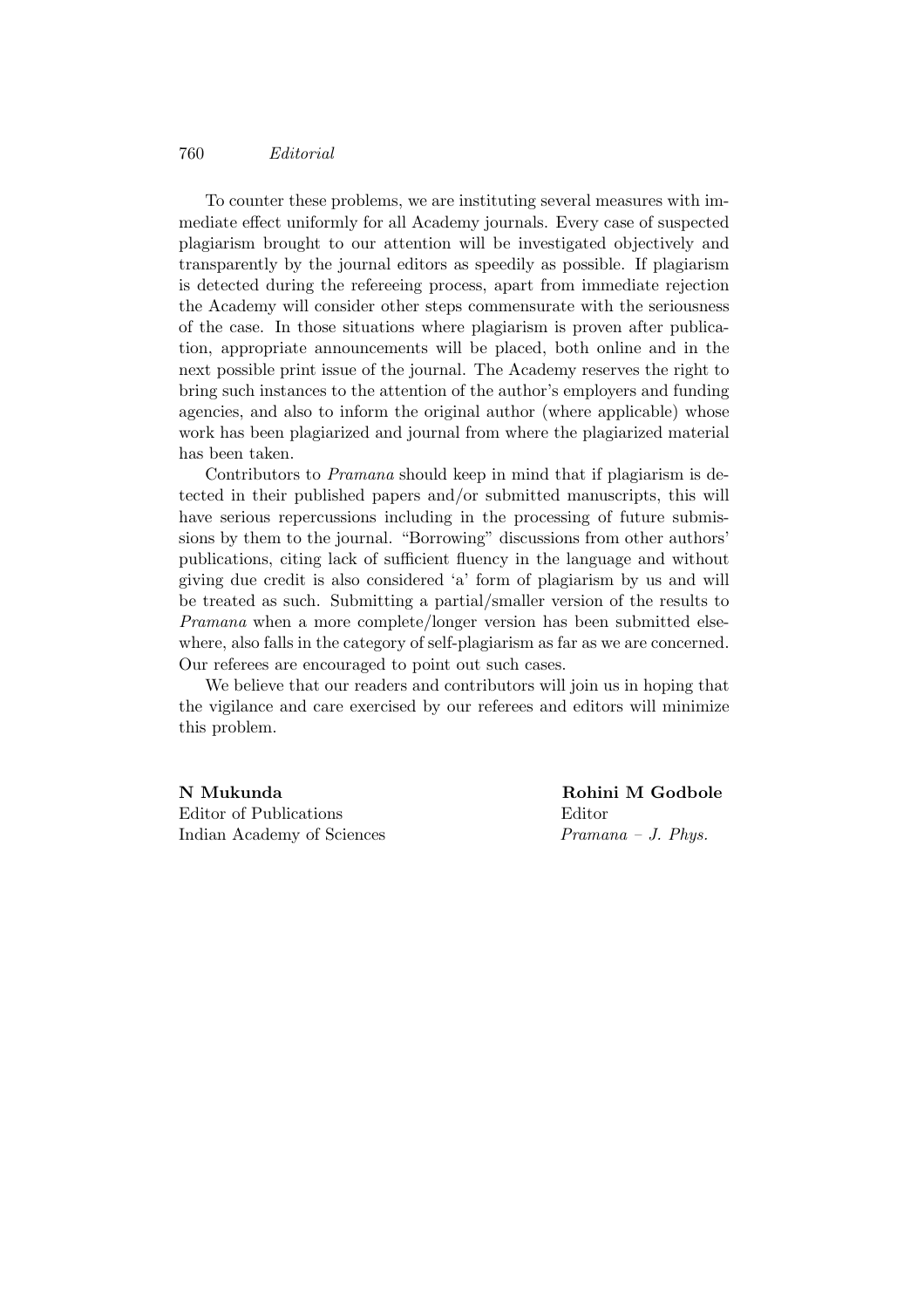To counter these problems, we are instituting several measures with immediate effect uniformly for all Academy journals. Every case of suspected plagiarism brought to our attention will be investigated objectively and transparently by the journal editors as speedily as possible. If plagiarism is detected during the refereeing process, apart from immediate rejection the Academy will consider other steps commensurate with the seriousness of the case. In those situations where plagiarism is proven after publication, appropriate announcements will be placed, both online and in the next possible print issue of the journal. The Academy reserves the right to bring such instances to the attention of the author's employers and funding agencies, and also to inform the original author (where applicable) whose work has been plagiarized and journal from where the plagiarized material has been taken.

Contributors to *Pramana* should keep in mind that if plagiarism is detected in their published papers and/or submitted manuscripts, this will have serious repercussions including in the processing of future submissions by them to the journal. "Borrowing" discussions from other authors' publications, citing lack of sufficient fluency in the language and without giving due credit is also considered 'a' form of plagiarism by us and will be treated as such. Submitting a partial/smaller version of the results to *Pramana* when a more complete/longer version has been submitted elsewhere, also falls in the category of self-plagiarism as far as we are concerned. Our referees are encouraged to point out such cases.

We believe that our readers and contributors will join us in hoping that the vigilance and care exercised by our referees and editors will minimize this problem.

**N Mukunda**
Editor of Publications
Indian Academy of Sciences

**Rohini M Godbole**
Editor
*Pramana – J. Phys.*